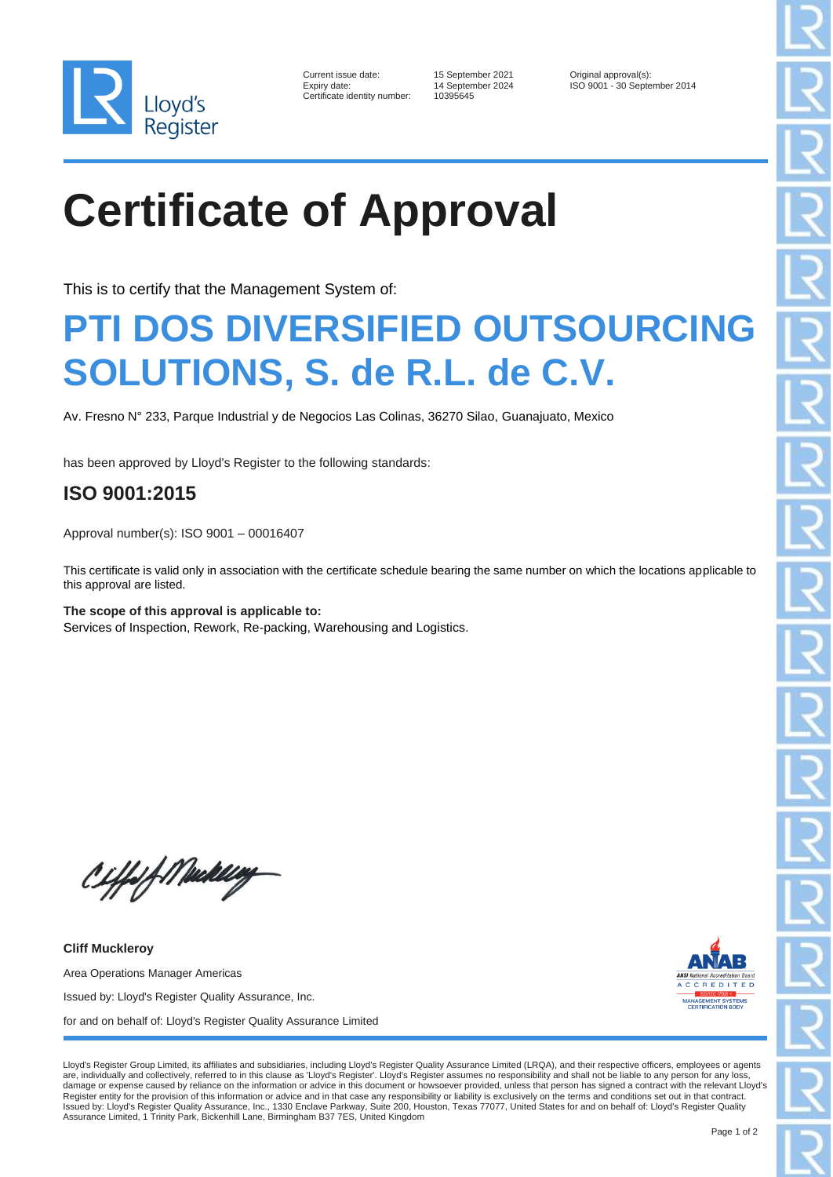Current issue date: 15 September 2021
Expiry date: 14 September 2024
Certificate identity number: 10395645

Original approval(s):
ISO 9001 - 30 September 2014

# Certificate of Approval

This is to certify that the Management System of:

## PTI DOS DIVERSIFIED OUTSOURCING SOLUTIONS, S. de R.L. de C.V.

Av. Fresno N° 233, Parque Industrial y de Negocios Las Colinas, 36270 Silao, Guanajuato, Mexico

has been approved by Lloyd's Register to the following standards:

### ISO 9001:2015

Approval number(s): ISO 9001 – 00016407

This certificate is valid only in association with the certificate schedule bearing the same number on which the locations applicable to this approval are listed.

**The scope of this approval is applicable to:**
Services of Inspection, Rework, Re-packing, Warehousing and Logistics.

**Cliff Muckleroy**

Area Operations Manager Americas

Issued by: Lloyd's Register Quality Assurance, Inc.

for and on behalf of: Lloyd's Register Quality Assurance Limited

Lloyd's Register Group Limited, its affiliates and subsidiaries, including Lloyd's Register Quality Assurance Limited (LRQA), and their respective officers, employees or agents are, individually and collectively, referred to in this clause as 'Lloyd's Register'. Lloyd's Register assumes no responsibility and shall not be liable to any person for any loss, damage or expense caused by reliance on the information or advice in this document or howsoever provided, unless that person has signed a contract with the relevant Lloyd's Register entity for the provision of this information or advice and in that case any responsibility or liability is exclusively on the terms and conditions set out in that contract.
Issued by: Lloyd's Register Quality Assurance, Inc., 1330 Enclave Parkway, Suite 200, Houston, Texas 77077, United States for and on behalf of: Lloyd's Register Quality Assurance Limited, 1 Trinity Park, Bickenhill Lane, Birmingham B37 7ES, United Kingdom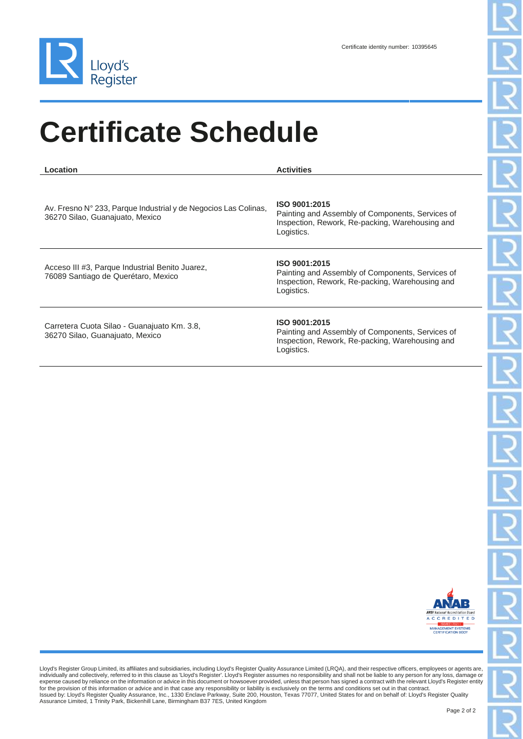Certificate identity number: 10395645

# Certificate Schedule

| Location | Activities |
| --- | --- |
| Av. Fresno N° 233, Parque Industrial y de Negocios Las Colinas, 36270 Silao, Guanajuato, Mexico | **ISO 9001:2015** Painting and Assembly of Components, Services of Inspection, Rework, Re-packing, Warehousing and Logistics. |
| Acceso III #3, Parque Industrial Benito Juarez, 76089 Santiago de Querétaro, Mexico | **ISO 9001:2015** Painting and Assembly of Components, Services of Inspection, Rework, Re-packing, Warehousing and Logistics. |
| Carretera Cuota Silao - Guanajuato Km. 3.8, 36270 Silao, Guanajuato, Mexico | **ISO 9001:2015** Painting and Assembly of Components, Services of Inspection, Rework, Re-packing, Warehousing and Logistics. |

ANAB
ANSI National Accreditation Board
ACCREDITED
ISO/IEC 17021-1
MANAGEMENT SYSTEMS CERTIFICATION BODY

Lloyd's Register Group Limited, its affiliates and subsidiaries, including Lloyd's Register Quality Assurance Limited (LRQA), and their respective officers, employees or agents are, individually and collectively, referred to in this clause as 'Lloyd's Register'. Lloyd's Register assumes no responsibility and shall not be liable to any person for any loss, damage or expense caused by reliance on the information or advice in this document or howsoever provided, unless that person has signed a contract with the relevant Lloyd's Register entity for the provision of this information or advice and in that case any responsibility or liability is exclusively on the terms and conditions set out in that contract.
Issued by: Lloyd's Register Quality Assurance, Inc., 1330 Enclave Parkway, Suite 200, Houston, Texas 77077, United States for and on behalf of: Lloyd's Register Quality Assurance Limited, 1 Trinity Park, Bickenhill Lane, Birmingham B37 7ES, United Kingdom